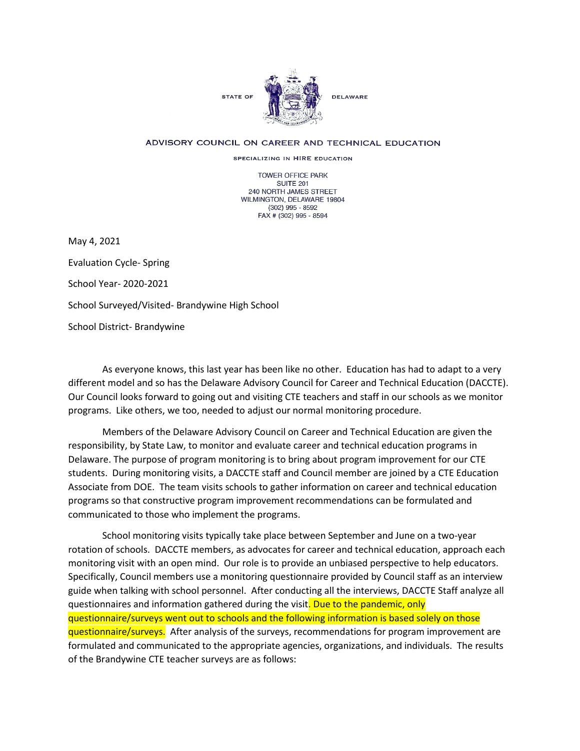STATE OF DELAWARE

ADVISORY COUNCIL ON CAREER AND TECHNICAL EDUCATION

SPECIALIZING IN HIRE EDUCATION

TOWER OFFICE PARK
SUITE 201
240 NORTH JAMES STREET
WILMINGTON, DELAWARE 19804
(302) 995 - 8592
FAX # (302) 995 - 8594

May 4, 2021

Evaluation Cycle- Spring

School Year- 2020-2021

School Surveyed/Visited- Brandywine High School

School District- Brandywine

As everyone knows, this last year has been like no other. Education has had to adapt to a very different model and so has the Delaware Advisory Council for Career and Technical Education (DACCTE). Our Council looks forward to going out and visiting CTE teachers and staff in our schools as we monitor programs. Like others, we too, needed to adjust our normal monitoring procedure.

Members of the Delaware Advisory Council on Career and Technical Education are given the responsibility, by State Law, to monitor and evaluate career and technical education programs in Delaware. The purpose of program monitoring is to bring about program improvement for our CTE students. During monitoring visits, a DACCTE staff and Council member are joined by a CTE Education Associate from DOE. The team visits schools to gather information on career and technical education programs so that constructive program improvement recommendations can be formulated and communicated to those who implement the programs.

School monitoring visits typically take place between September and June on a two-year rotation of schools. DACCTE members, as advocates for career and technical education, approach each monitoring visit with an open mind. Our role is to provide an unbiased perspective to help educators. Specifically, Council members use a monitoring questionnaire provided by Council staff as an interview guide when talking with school personnel. After conducting all the interviews, DACCTE Staff analyze all questionnaires and information gathered during the visit. Due to the pandemic, only questionnaire/surveys went out to schools and the following information is based solely on those questionnaire/surveys. After analysis of the surveys, recommendations for program improvement are formulated and communicated to the appropriate agencies, organizations, and individuals. The results of the Brandywine CTE teacher surveys are as follows: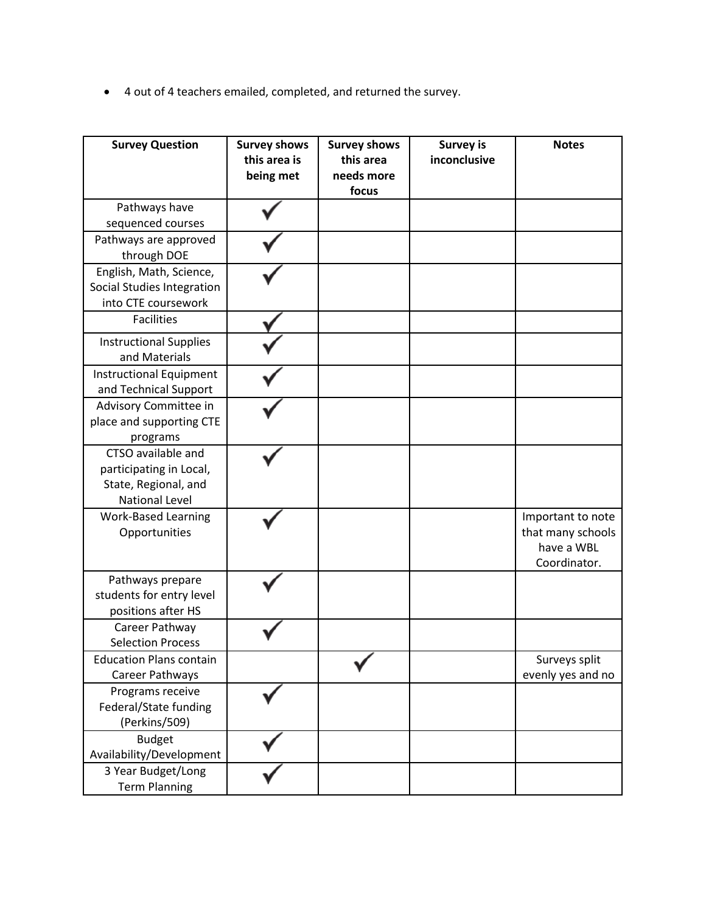- 4 out of 4 teachers emailed, completed, and returned the survey.

| Survey Question | Survey shows this area is being met | Survey shows this area needs more focus | Survey is inconclusive | Notes |
|---|---|---|---|---|
| Pathways have sequenced courses | ✓ | | | |
| Pathways are approved through DOE | ✓ | | | |
| English, Math, Science, Social Studies Integration into CTE coursework | ✓ | | | |
| Facilities | ✓ | | | |
| Instructional Supplies and Materials | ✓ | | | |
| Instructional Equipment and Technical Support | ✓ | | | |
| Advisory Committee in place and supporting CTE programs | ✓ | | | |
| CTSO available and participating in Local, State, Regional, and National Level | ✓ | | | |
| Work-Based Learning Opportunities | ✓ | | | Important to note that many schools have a WBL Coordinator. |
| Pathways prepare students for entry level positions after HS | ✓ | | | |
| Career Pathway Selection Process | ✓ | | | |
| Education Plans contain Career Pathways | | ✓ | | Surveys split evenly yes and no |
| Programs receive Federal/State funding (Perkins/509) | ✓ | | | |
| Budget Availability/Development | ✓ | | | |
| 3 Year Budget/Long Term Planning | ✓ | | | |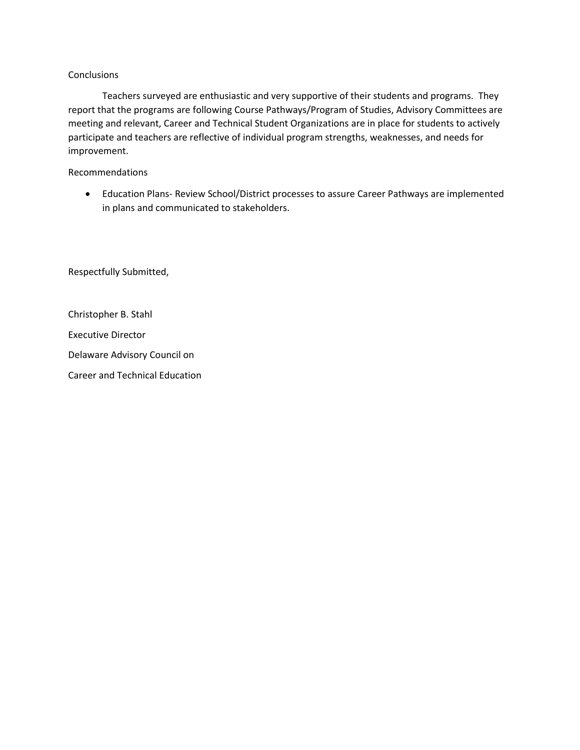## Conclusions

Teachers surveyed are enthusiastic and very supportive of their students and programs. They report that the programs are following Course Pathways/Program of Studies, Advisory Committees are meeting and relevant, Career and Technical Student Organizations are in place for students to actively participate and teachers are reflective of individual program strengths, weaknesses, and needs for improvement.

## Recommendations

- Education Plans- Review School/District processes to assure Career Pathways are implemented in plans and communicated to stakeholders.

Respectfully Submitted,

Christopher B. Stahl

Executive Director

Delaware Advisory Council on

Career and Technical Education